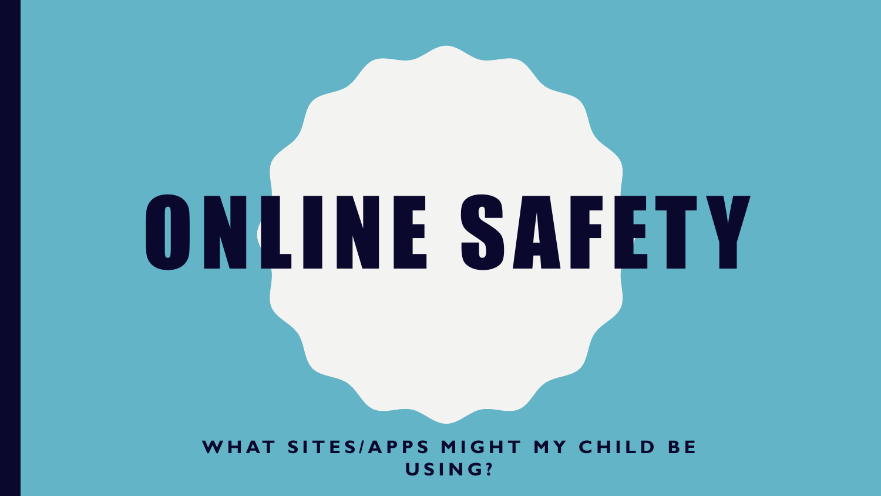# ONLINE SAFETY

## WHAT SITES/APPS MIGHT MY CHILD BE USING?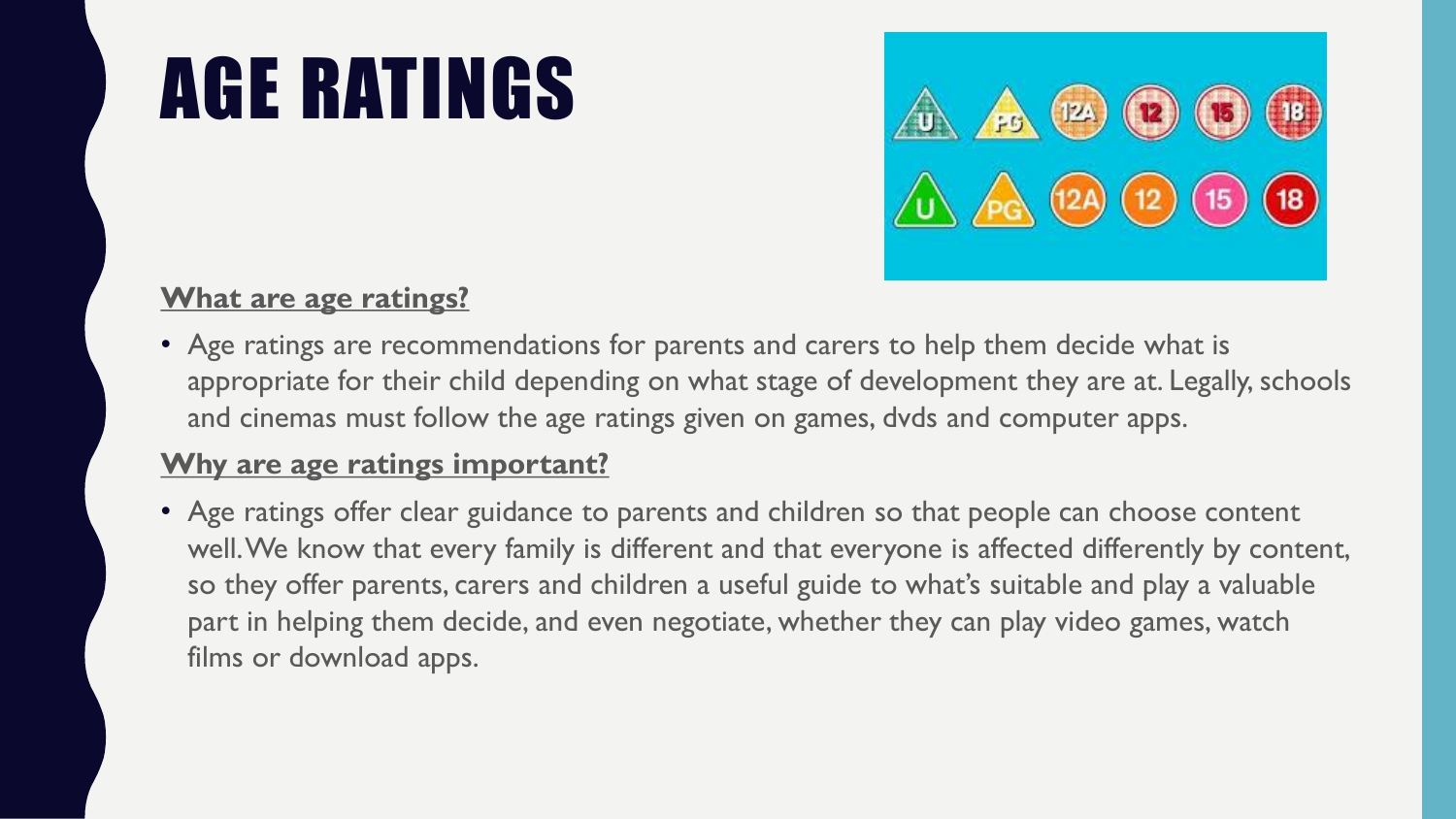# AGE RATINGS

**What are age ratings?**

- Age ratings are recommendations for parents and carers to help them decide what is appropriate for their child depending on what stage of development they are at. Legally, schools and cinemas must follow the age ratings given on games, dvds and computer apps.

**Why are age ratings important?**

- Age ratings offer clear guidance to parents and children so that people can choose content well. We know that every family is different and that everyone is affected differently by content, so they offer parents, carers and children a useful guide to what's suitable and play a valuable part in helping them decide, and even negotiate, whether they can play video games, watch films or download apps.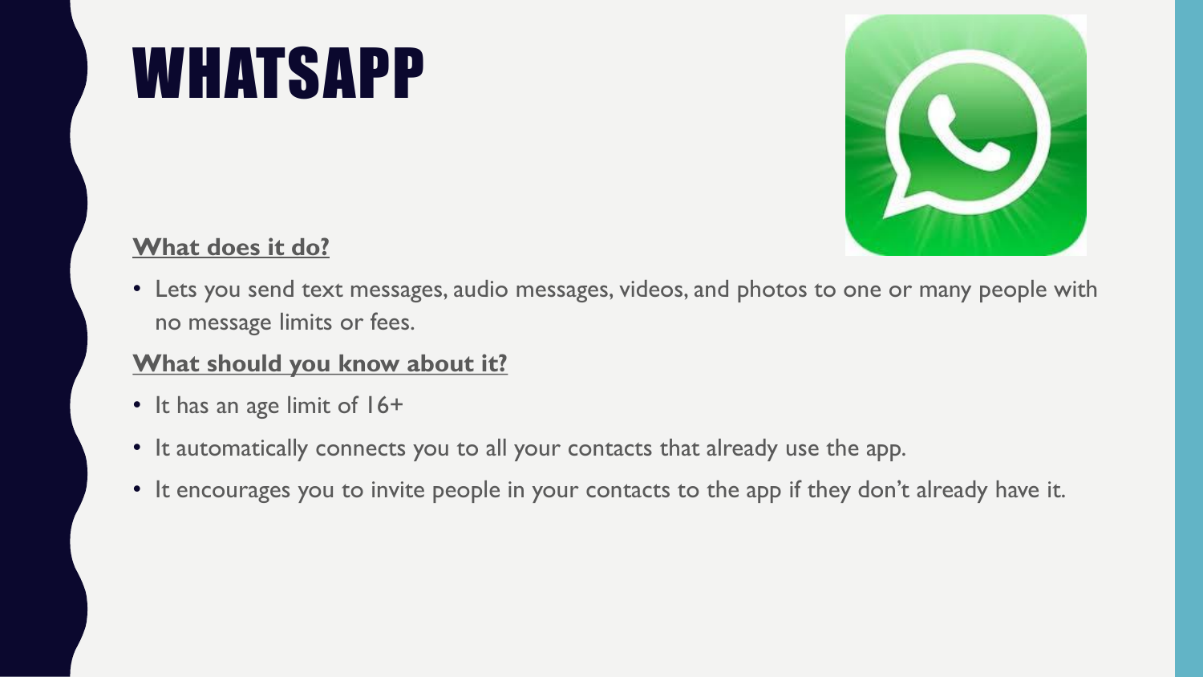# WHATSAPP

**What does it do?**

- Lets you send text messages, audio messages, videos, and photos to one or many people with no message limits or fees.

**What should you know about it?**

- It has an age limit of 16+
- It automatically connects you to all your contacts that already use the app.
- It encourages you to invite people in your contacts to the app if they don't already have it.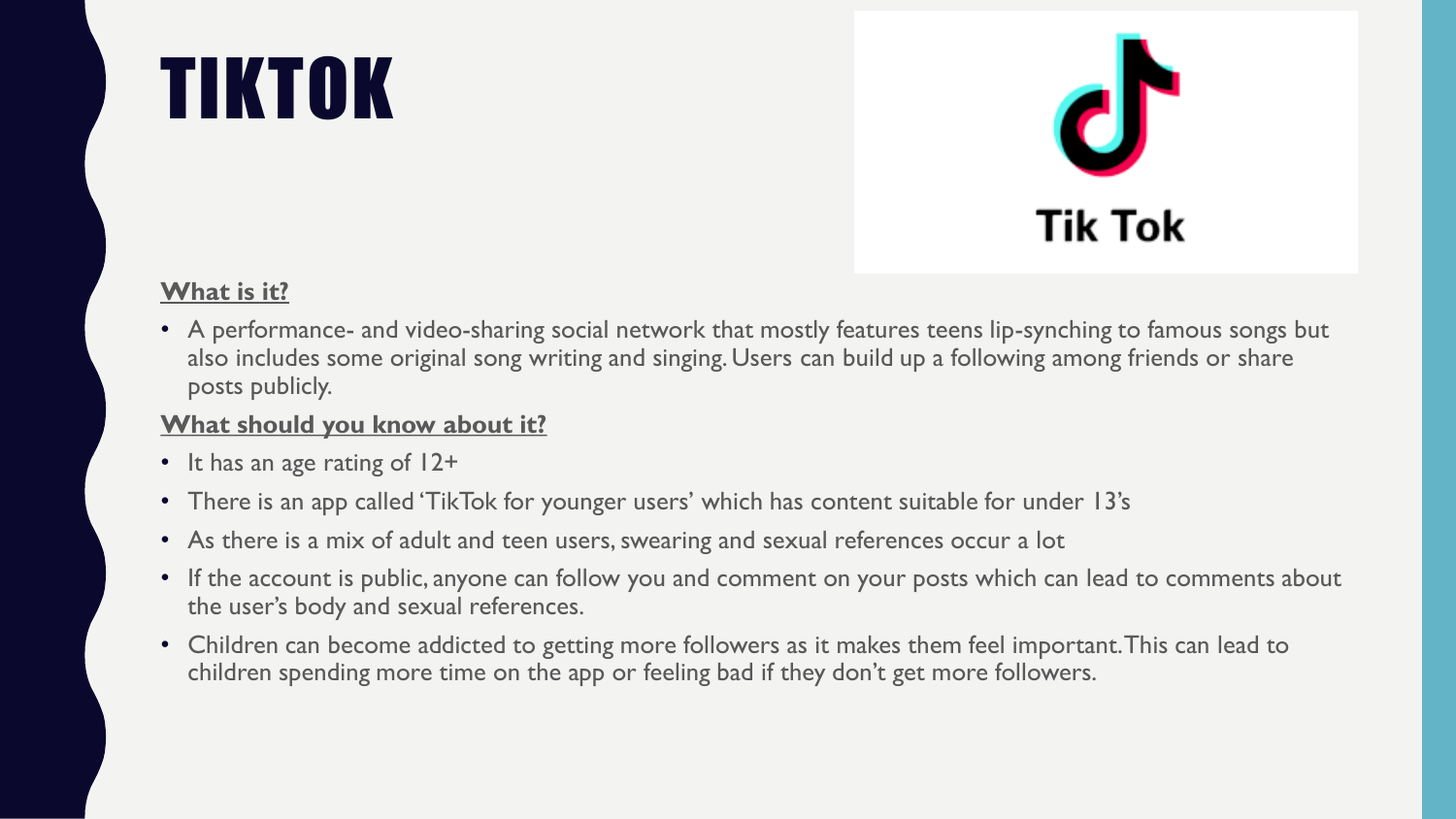# TIKTOK

**What is it?**

- A performance- and video-sharing social network that mostly features teens lip-synching to famous songs but also includes some original song writing and singing. Users can build up a following among friends or share posts publicly.

**What should you know about it?**

- It has an age rating of 12+
- There is an app called 'TikTok for younger users' which has content suitable for under 13's
- As there is a mix of adult and teen users, swearing and sexual references occur a lot
- If the account is public, anyone can follow you and comment on your posts which can lead to comments about the user's body and sexual references.
- Children can become addicted to getting more followers as it makes them feel important. This can lead to children spending more time on the app or feeling bad if they don't get more followers.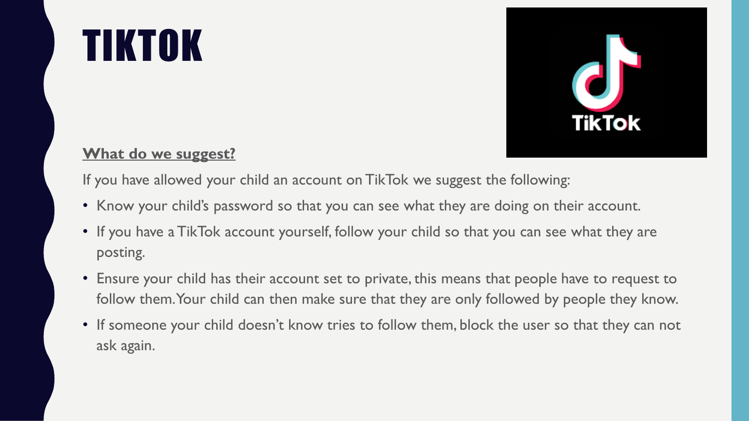# TIKTOK

**What do we suggest?**

If you have allowed your child an account on TikTok we suggest the following:

- Know your child's password so that you can see what they are doing on their account.
- If you have a TikTok account yourself, follow your child so that you can see what they are posting.
- Ensure your child has their account set to private, this means that people have to request to follow them. Your child can then make sure that they are only followed by people they know.
- If someone your child doesn't know tries to follow them, block the user so that they can not ask again.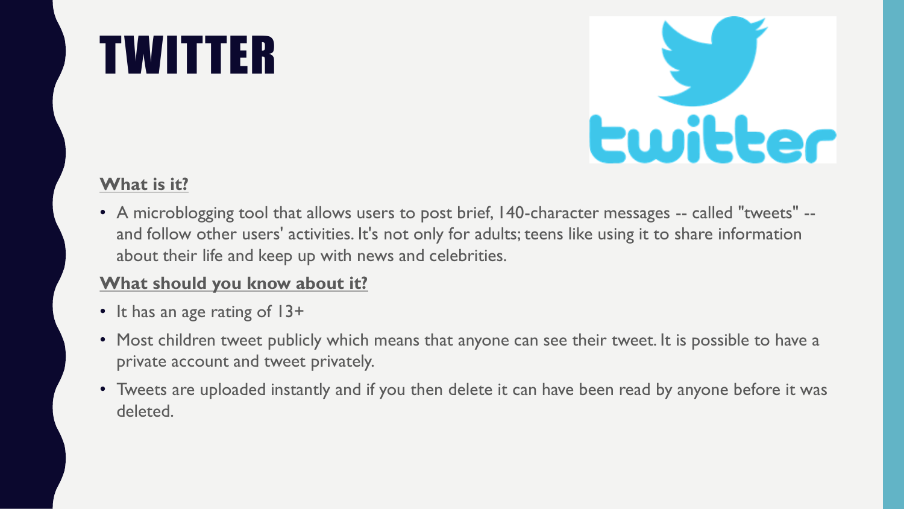# TWITTER

**What is it?**

- A microblogging tool that allows users to post brief, 140-character messages -- called "tweets" -- and follow other users' activities. It's not only for adults; teens like using it to share information about their life and keep up with news and celebrities.

**What should you know about it?**

- It has an age rating of 13+
- Most children tweet publicly which means that anyone can see their tweet. It is possible to have a private account and tweet privately.
- Tweets are uploaded instantly and if you then delete it can have been read by anyone before it was deleted.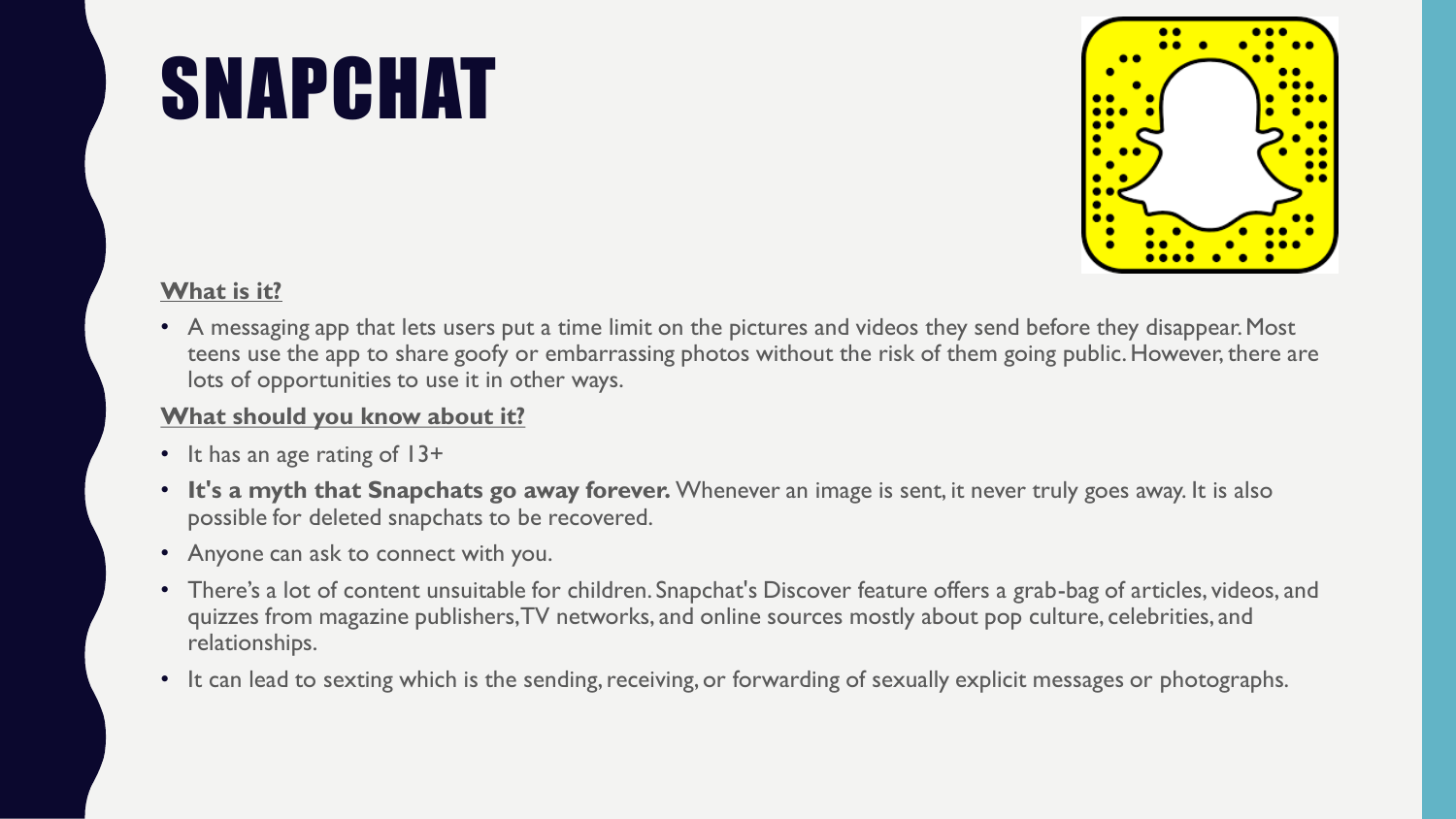# SNAPCHAT

**What is it?**

- A messaging app that lets users put a time limit on the pictures and videos they send before they disappear. Most teens use the app to share goofy or embarrassing photos without the risk of them going public. However, there are lots of opportunities to use it in other ways.

**What should you know about it?**

- It has an age rating of 13+
- **It's a myth that Snapchats go away forever.** Whenever an image is sent, it never truly goes away. It is also possible for deleted snapchats to be recovered.
- Anyone can ask to connect with you.
- There's a lot of content unsuitable for children. Snapchat's Discover feature offers a grab-bag of articles, videos, and quizzes from magazine publishers, TV networks, and online sources mostly about pop culture, celebrities, and relationships.
- It can lead to sexting which is the sending, receiving, or forwarding of sexually explicit messages or photographs.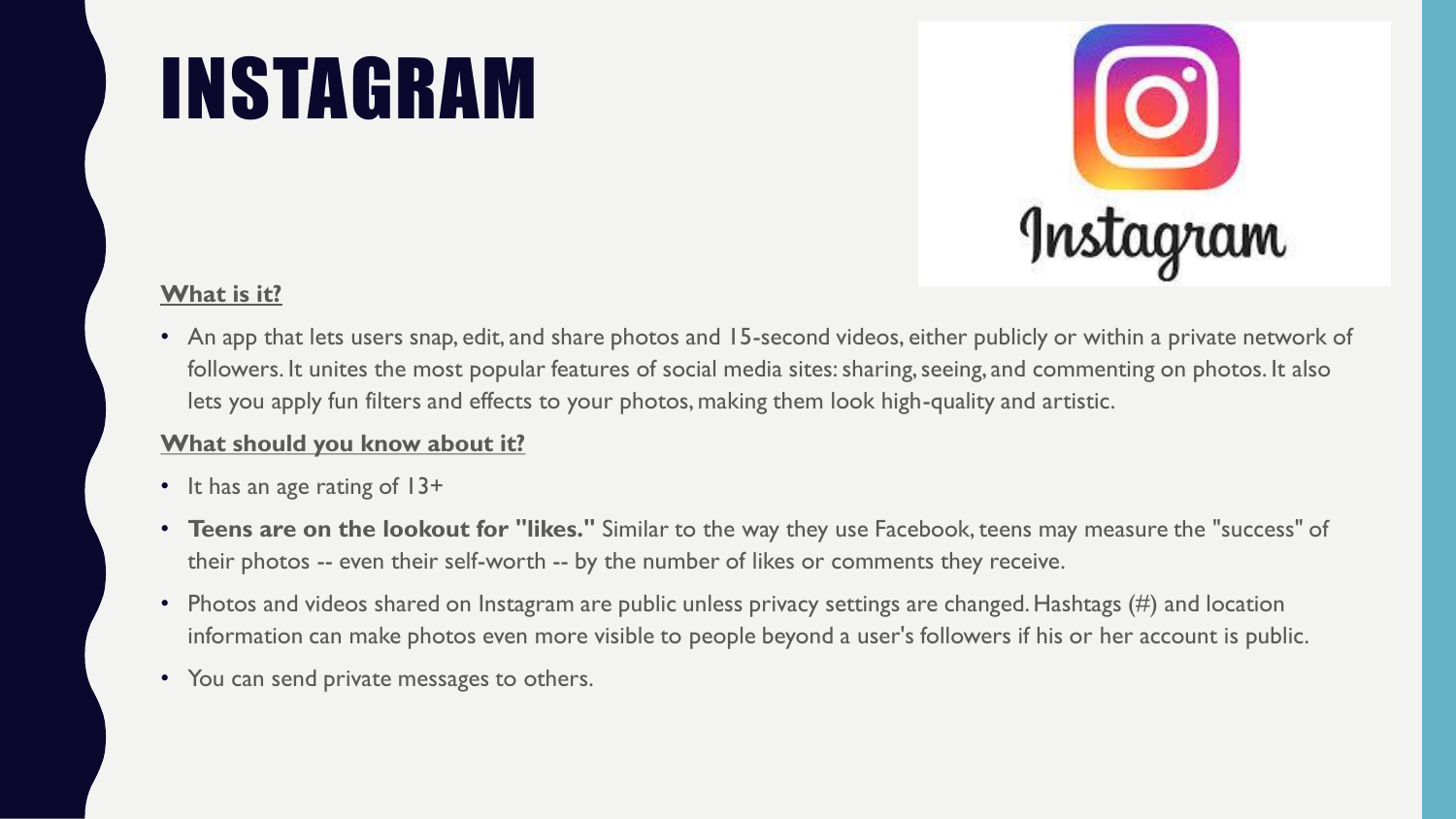# INSTAGRAM

**What is it?**

- An app that lets users snap, edit, and share photos and 15-second videos, either publicly or within a private network of followers. It unites the most popular features of social media sites: sharing, seeing, and commenting on photos. It also lets you apply fun filters and effects to your photos, making them look high-quality and artistic.

**What should you know about it?**

- It has an age rating of 13+
- **Teens are on the lookout for "likes."** Similar to the way they use Facebook, teens may measure the "success" of their photos -- even their self-worth -- by the number of likes or comments they receive.
- Photos and videos shared on Instagram are public unless privacy settings are changed. Hashtags (#) and location information can make photos even more visible to people beyond a user's followers if his or her account is public.
- You can send private messages to others.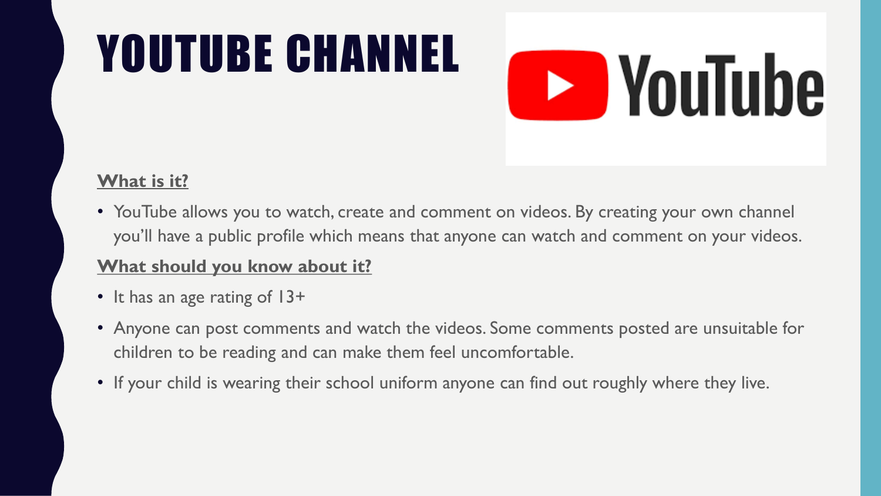# YOUTUBE CHANNEL

**What is it?**

- YouTube allows you to watch, create and comment on videos. By creating your own channel you'll have a public profile which means that anyone can watch and comment on your videos.

**What should you know about it?**

- It has an age rating of 13+
- Anyone can post comments and watch the videos. Some comments posted are unsuitable for children to be reading and can make them feel uncomfortable.
- If your child is wearing their school uniform anyone can find out roughly where they live.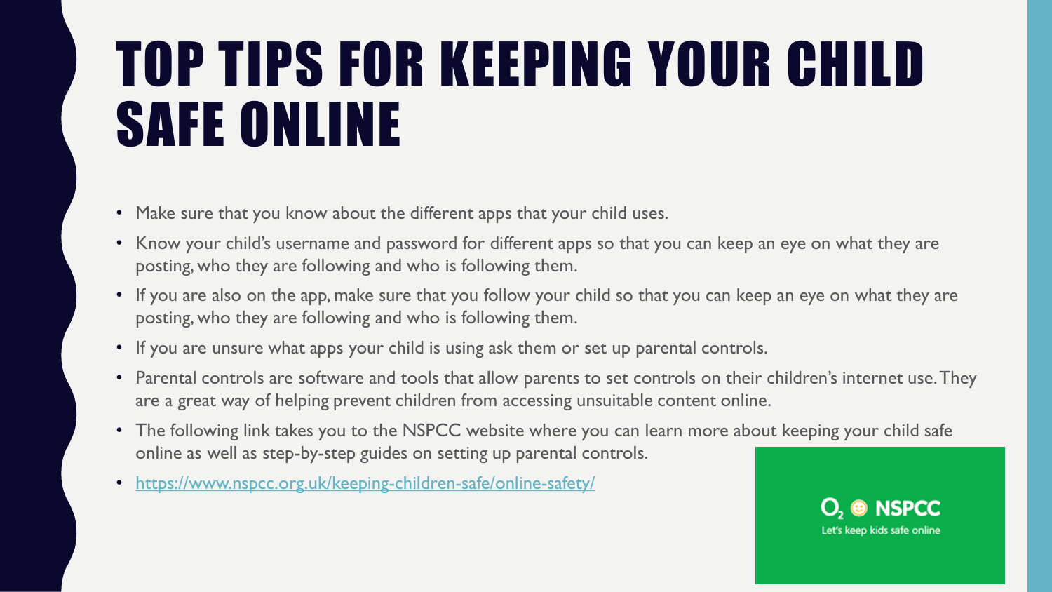# TOP TIPS FOR KEEPING YOUR CHILD SAFE ONLINE

- Make sure that you know about the different apps that your child uses.
- Know your child's username and password for different apps so that you can keep an eye on what they are posting, who they are following and who is following them.
- If you are also on the app, make sure that you follow your child so that you can keep an eye on what they are posting, who they are following and who is following them.
- If you are unsure what apps your child is using ask them or set up parental controls.
- Parental controls are software and tools that allow parents to set controls on their children's internet use. They are a great way of helping prevent children from accessing unsuitable content online.
- The following link takes you to the NSPCC website where you can learn more about keeping your child safe online as well as step-by-step guides on setting up parental controls.
- https://www.nspcc.org.uk/keeping-children-safe/online-safety/

O2 NSPCC
Let's keep kids safe online